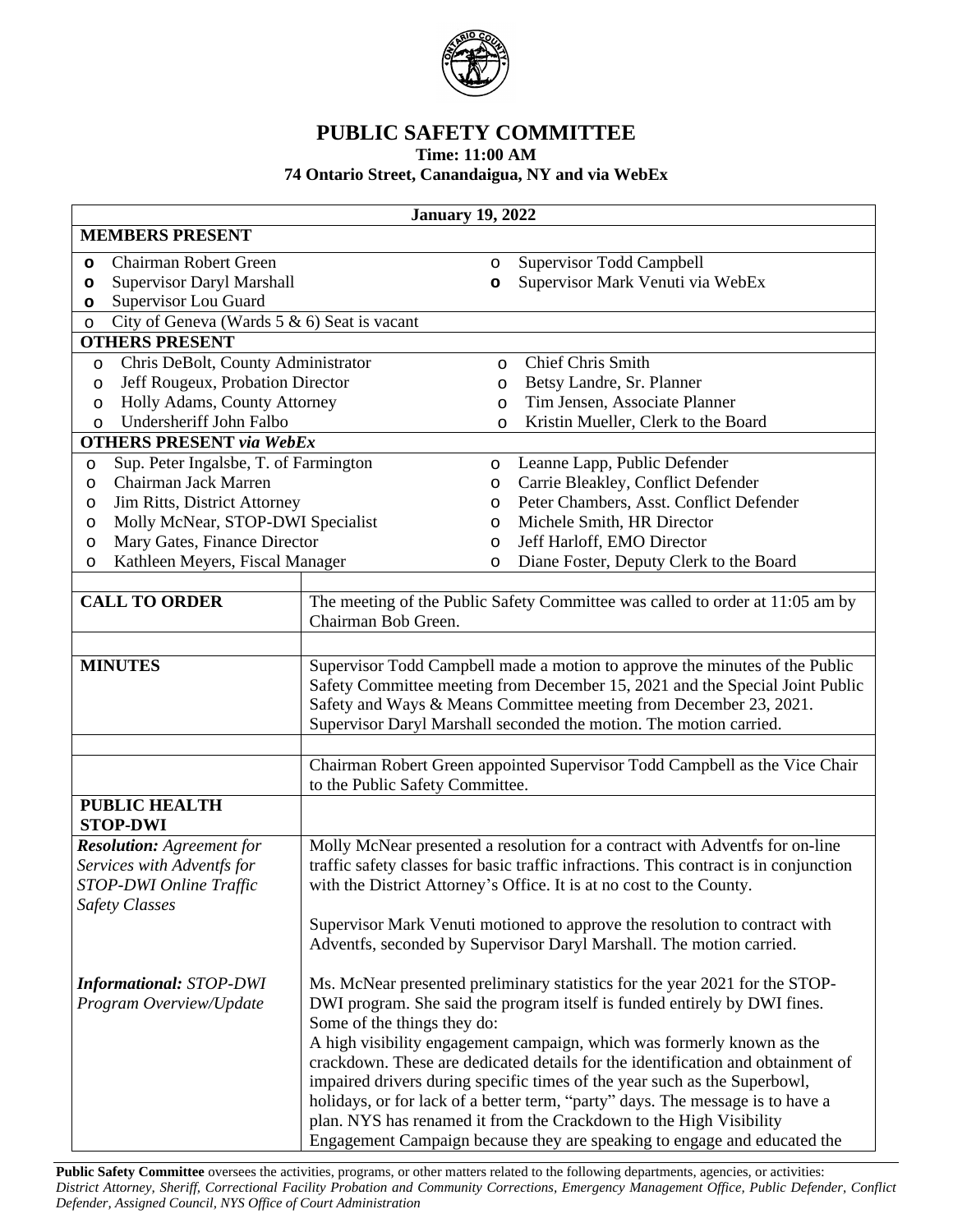# PUBLIC SAFETY COMMITTEE

**Time: 11:00 AM**

**74 Ontario Street, Canandaigua, NY and via WebEx**

**January 19, 2022**

**MEMBERS PRESENT**

- Chairman Robert Green
- Supervisor Daryl Marshall
- Supervisor Lou Guard
- Supervisor Todd Campbell
- Supervisor Mark Venuti via WebEx
- City of Geneva (Wards 5 & 6) Seat is vacant

**OTHERS PRESENT**

- Chris DeBolt, County Administrator
- Jeff Rougeux, Probation Director
- Holly Adams, County Attorney
- Undersheriff John Falbo
- Chief Chris Smith
- Betsy Landre, Sr. Planner
- Tim Jensen, Associate Planner
- Kristin Mueller, Clerk to the Board

**OTHERS PRESENT *via WebEx***

- Sup. Peter Ingalsbe, T. of Farmington
- Chairman Jack Marren
- Jim Ritts, District Attorney
- Molly McNear, STOP-DWI Specialist
- Mary Gates, Finance Director
- Kathleen Meyers, Fiscal Manager
- Leanne Lapp, Public Defender
- Carrie Bleakley, Conflict Defender
- Peter Chambers, Asst. Conflict Defender
- Michele Smith, HR Director
- Jeff Harloff, EMO Director
- Diane Foster, Deputy Clerk to the Board

| | |
|---|---|
| **CALL TO ORDER** | The meeting of the Public Safety Committee was called to order at 11:05 am by Chairman Bob Green. |
| **MINUTES** | Supervisor Todd Campbell made a motion to approve the minutes of the Public Safety Committee meeting from December 15, 2021 and the Special Joint Public Safety and Ways & Means Committee meeting from December 23, 2021. Supervisor Daryl Marshall seconded the motion. The motion carried. |
| | Chairman Robert Green appointed Supervisor Todd Campbell as the Vice Chair to the Public Safety Committee. |
| **PUBLIC HEALTH STOP-DWI** | |
| ***Resolution:*** *Agreement for Services with Adventfs for STOP-DWI Online Traffic Safety Classes* | Molly McNear presented a resolution for a contract with Adventfs for on-line traffic safety classes for basic traffic infractions. This contract is in conjunction with the District Attorney's Office. It is at no cost to the County.<br><br>Supervisor Mark Venuti motioned to approve the resolution to contract with Adventfs, seconded by Supervisor Daryl Marshall. The motion carried. |
| ***Informational:*** *STOP-DWI Program Overview/Update* | Ms. McNear presented preliminary statistics for the year 2021 for the STOP-DWI program. She said the program itself is funded entirely by DWI fines. Some of the things they do:<br>A high visibility engagement campaign, which was formerly known as the crackdown. These are dedicated details for the identification and obtainment of impaired drivers during specific times of the year such as the Superbowl, holidays, or for lack of a better term, "party" days. The message is to have a plan. NYS has renamed it from the Crackdown to the High Visibility Engagement Campaign because they are speaking to engage and educated the |

**Public Safety Committee** oversees the activities, programs, or other matters related to the following departments, agencies, or activities: *District Attorney, Sheriff, Correctional Facility Probation and Community Corrections, Emergency Management Office, Public Defender, Conflict Defender, Assigned Council, NYS Office of Court Administration*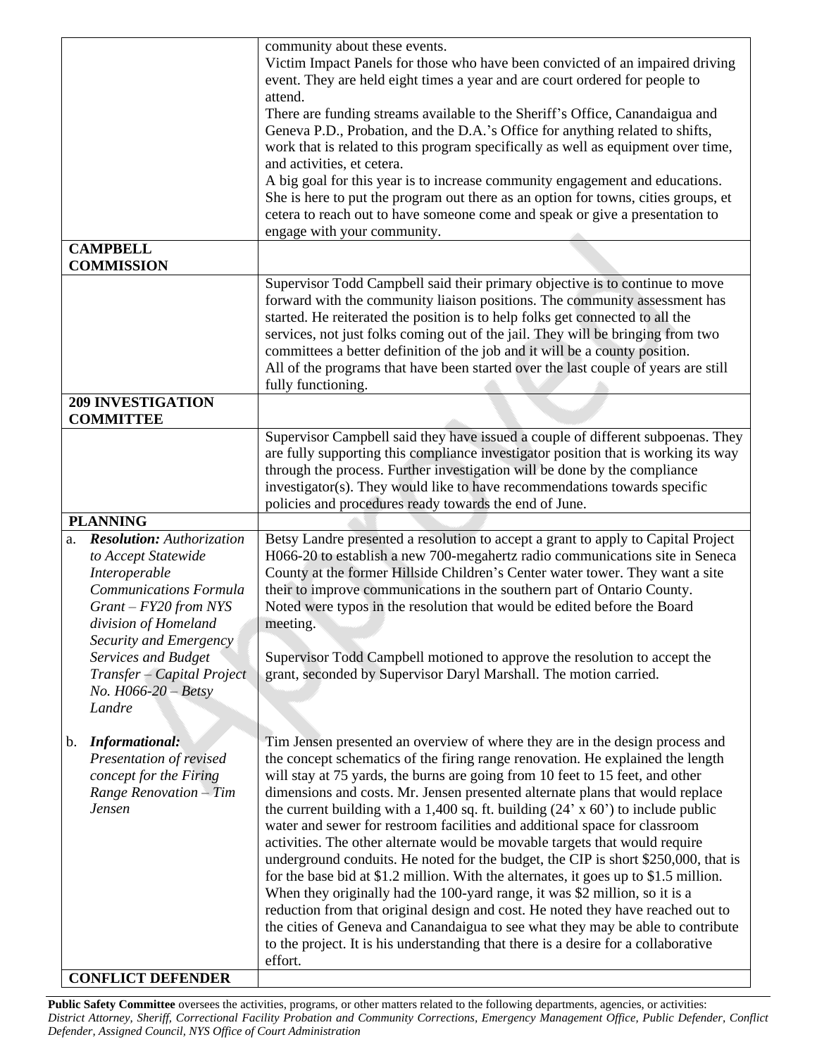| | |
|---|---|
| | community about these events.<br>Victim Impact Panels for those who have been convicted of an impaired driving event. They are held eight times a year and are court ordered for people to attend.<br>There are funding streams available to the Sheriff's Office, Canandaigua and Geneva P.D., Probation, and the D.A.'s Office for anything related to shifts, work that is related to this program specifically as well as equipment over time, and activities, et cetera.<br>A big goal for this year is to increase community engagement and educations. She is here to put the program out there as an option for towns, cities groups, et cetera to reach out to have someone come and speak or give a presentation to engage with your community. |
| **CAMPBELL COMMISSION** | |
| | Supervisor Todd Campbell said their primary objective is to continue to move forward with the community liaison positions. The community assessment has started. He reiterated the position is to help folks get connected to all the services, not just folks coming out of the jail. They will be bringing from two committees a better definition of the job and it will be a county position.<br>All of the programs that have been started over the last couple of years are still fully functioning. |
| **209 INVESTIGATION COMMITTEE** | |
| | Supervisor Campbell said they have issued a couple of different subpoenas. They are fully supporting this compliance investigator position that is working its way through the process. Further investigation will be done by the compliance investigator(s). They would like to have recommendations towards specific policies and procedures ready towards the end of June. |
| **PLANNING** | |
| a. ***Resolution:*** *Authorization to Accept Statewide Interoperable Communications Formula Grant – FY20 from NYS division of Homeland Security and Emergency Services and Budget Transfer – Capital Project No. H066-20 – Betsy Landre* | Betsy Landre presented a resolution to accept a grant to apply to Capital Project H066-20 to establish a new 700-megahertz radio communications site in Seneca County at the former Hillside Children's Center water tower. They want a site their to improve communications in the southern part of Ontario County. Noted were typos in the resolution that would be edited before the Board meeting.<br><br>Supervisor Todd Campbell motioned to approve the resolution to accept the grant, seconded by Supervisor Daryl Marshall. The motion carried. |
| b. ***Informational:*** *Presentation of revised concept for the Firing Range Renovation – Tim Jensen* | Tim Jensen presented an overview of where they are in the design process and the concept schematics of the firing range renovation. He explained the length will stay at 75 yards, the burns are going from 10 feet to 15 feet, and other dimensions and costs. Mr. Jensen presented alternate plans that would replace the current building with a 1,400 sq. ft. building (24' x 60') to include public water and sewer for restroom facilities and additional space for classroom activities. The other alternate would be movable targets that would require underground conduits. He noted for the budget, the CIP is short $250,000, that is for the base bid at $1.2 million. With the alternates, it goes up to $1.5 million. When they originally had the 100-yard range, it was $2 million, so it is a reduction from that original design and cost. He noted they have reached out to the cities of Geneva and Canandaigua to see what they may be able to contribute to the project. It is his understanding that there is a desire for a collaborative effort. |
| **CONFLICT DEFENDER** | |

**Public Safety Committee** oversees the activities, programs, or other matters related to the following departments, agencies, or activities: *District Attorney, Sheriff, Correctional Facility Probation and Community Corrections, Emergency Management Office, Public Defender, Conflict Defender, Assigned Council, NYS Office of Court Administration*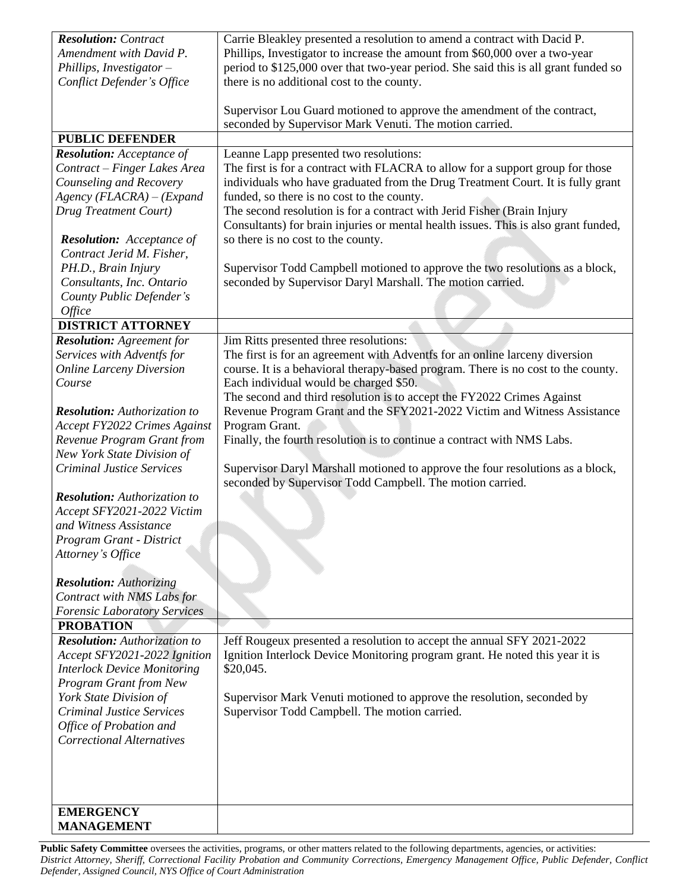| | |
|---|---|
| ***Resolution:*** *Contract Amendment with David P. Phillips, Investigator – Conflict Defender's Office* | Carrie Bleakley presented a resolution to amend a contract with Dacid P. Phillips, Investigator to increase the amount from $60,000 over a two-year period to $125,000 over that two-year period. She said this is all grant funded so there is no additional cost to the county.<br><br>Supervisor Lou Guard motioned to approve the amendment of the contract, seconded by Supervisor Mark Venuti. The motion carried. |
| **PUBLIC DEFENDER** | |
| ***Resolution:*** *Acceptance of Contract – Finger Lakes Area Counseling and Recovery Agency (FLACRA) – (Expand Drug Treatment Court)*<br><br>***Resolution:*** *Acceptance of Contract Jerid M. Fisher, PH.D., Brain Injury Consultants, Inc. Ontario County Public Defender's Office* | Leanne Lapp presented two resolutions:<br>The first is for a contract with FLACRA to allow for a support group for those individuals who have graduated from the Drug Treatment Court. It is fully grant funded, so there is no cost to the county.<br>The second resolution is for a contract with Jerid Fisher (Brain Injury Consultants) for brain injuries or mental health issues. This is also grant funded, so there is no cost to the county.<br><br>Supervisor Todd Campbell motioned to approve the two resolutions as a block, seconded by Supervisor Daryl Marshall. The motion carried. |
| **DISTRICT ATTORNEY** | |
| ***Resolution:*** *Agreement for Services with Adventfs for Online Larceny Diversion Course*<br><br>***Resolution:*** *Authorization to Accept FY2022 Crimes Against Revenue Program Grant from New York State Division of Criminal Justice Services*<br><br>***Resolution:*** *Authorization to Accept SFY2021-2022 Victim and Witness Assistance Program Grant - District Attorney's Office*<br><br>***Resolution:*** *Authorizing Contract with NMS Labs for Forensic Laboratory Services* | Jim Ritts presented three resolutions:<br>The first is for an agreement with Adventfs for an online larceny diversion course. It is a behavioral therapy-based program. There is no cost to the county. Each individual would be charged $50.<br>The second and third resolution is to accept the FY2022 Crimes Against Revenue Program Grant and the SFY2021-2022 Victim and Witness Assistance Program Grant.<br>Finally, the fourth resolution is to continue a contract with NMS Labs.<br><br>Supervisor Daryl Marshall motioned to approve the four resolutions as a block, seconded by Supervisor Todd Campbell. The motion carried. |
| **PROBATION** | |
| ***Resolution:*** *Authorization to Accept SFY2021-2022 Ignition Interlock Device Monitoring Program Grant from New York State Division of Criminal Justice Services Office of Probation and Correctional Alternatives* | Jeff Rougeux presented a resolution to accept the annual SFY 2021-2022 Ignition Interlock Device Monitoring program grant. He noted this year it is $20,045.<br><br>Supervisor Mark Venuti motioned to approve the resolution, seconded by Supervisor Todd Campbell. The motion carried. |
| **EMERGENCY MANAGEMENT** | |

**Public Safety Committee** oversees the activities, programs, or other matters related to the following departments, agencies, or activities: *District Attorney, Sheriff, Correctional Facility Probation and Community Corrections, Emergency Management Office, Public Defender, Conflict Defender, Assigned Council, NYS Office of Court Administration*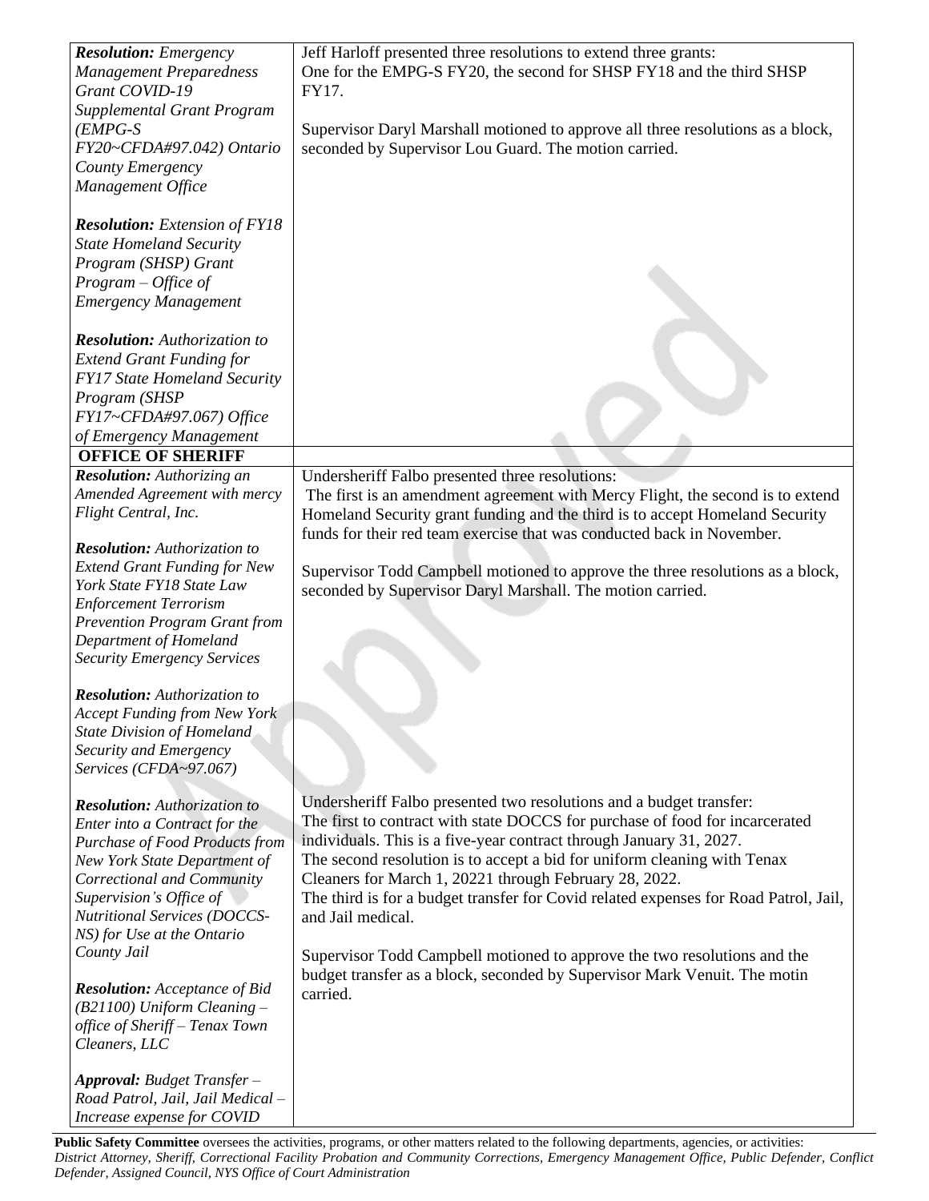| | |
|---|---|
| ***Resolution:*** *Emergency Management Preparedness Grant COVID-19 Supplemental Grant Program (EMPG-S FY20~CFDA#97.042) Ontario County Emergency Management Office*<br><br>***Resolution:*** *Extension of FY18 State Homeland Security Program (SHSP) Grant Program – Office of Emergency Management*<br><br>***Resolution:*** *Authorization to Extend Grant Funding for FY17 State Homeland Security Program (SHSP FY17~CFDA#97.067) Office of Emergency Management* | Jeff Harloff presented three resolutions to extend three grants: One for the EMPG-S FY20, the second for SHSP FY18 and the third SHSP FY17.<br><br>Supervisor Daryl Marshall motioned to approve all three resolutions as a block, seconded by Supervisor Lou Guard. The motion carried. |
| **OFFICE OF SHERIFF** | |
| ***Resolution:*** *Authorizing an Amended Agreement with mercy Flight Central, Inc.*<br><br>***Resolution:*** *Authorization to Extend Grant Funding for New York State FY18 State Law Enforcement Terrorism Prevention Program Grant from Department of Homeland Security Emergency Services*<br><br>***Resolution:*** *Authorization to Accept Funding from New York State Division of Homeland Security and Emergency Services (CFDA~97.067)* | Undersheriff Falbo presented three resolutions: The first is an amendment agreement with Mercy Flight, the second is to extend Homeland Security grant funding and the third is to accept Homeland Security funds for their red team exercise that was conducted back in November.<br><br>Supervisor Todd Campbell motioned to approve the three resolutions as a block, seconded by Supervisor Daryl Marshall. The motion carried. |
| ***Resolution:*** *Authorization to Enter into a Contract for the Purchase of Food Products from New York State Department of Correctional and Community Supervision's Office of Nutritional Services (DOCCS-NS) for Use at the Ontario County Jail*<br><br>***Resolution:*** *Acceptance of Bid (B21100) Uniform Cleaning – office of Sheriff – Tenax Town Cleaners, LLC*<br><br>***Approval:*** *Budget Transfer – Road Patrol, Jail, Jail Medical – Increase expense for COVID* | Undersheriff Falbo presented two resolutions and a budget transfer: The first to contract with state DOCCS for purchase of food for incarcerated individuals. This is a five-year contract through January 31, 2027. The second resolution is to accept a bid for uniform cleaning with Tenax Cleaners for March 1, 20221 through February 28, 2022. The third is for a budget transfer for Covid related expenses for Road Patrol, Jail, and Jail medical.<br><br>Supervisor Todd Campbell motioned to approve the two resolutions and the budget transfer as a block, seconded by Supervisor Mark Venuit. The motin carried. |

**Public Safety Committee** oversees the activities, programs, or other matters related to the following departments, agencies, or activities: *District Attorney, Sheriff, Correctional Facility Probation and Community Corrections, Emergency Management Office, Public Defender, Conflict Defender, Assigned Council, NYS Office of Court Administration*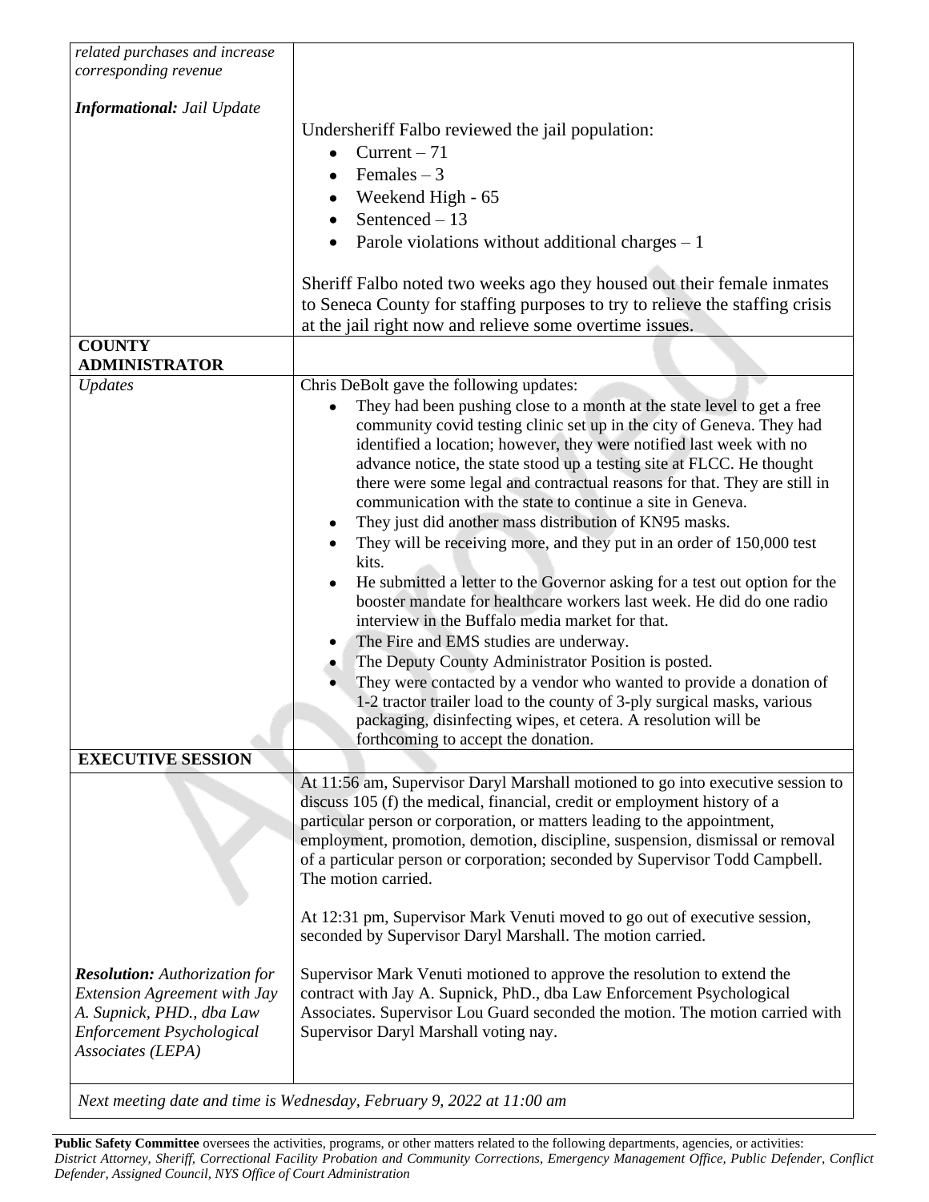| | |
|---|---|
| *related purchases and increase corresponding revenue* | |
| ***Informational:*** *Jail Update* | Undersheriff Falbo reviewed the jail population:<br>• Current – 71<br>• Females – 3<br>• Weekend High - 65<br>• Sentenced – 13<br>• Parole violations without additional charges – 1<br><br>Sheriff Falbo noted two weeks ago they housed out their female inmates to Seneca County for staffing purposes to try to relieve the staffing crisis at the jail right now and relieve some overtime issues. |
| **COUNTY ADMINISTRATOR** | |
| *Updates* | Chris DeBolt gave the following updates:<br>• They had been pushing close to a month at the state level to get a free community covid testing clinic set up in the city of Geneva. They had identified a location; however, they were notified last week with no advance notice, the state stood up a testing site at FLCC. He thought there were some legal and contractual reasons for that. They are still in communication with the state to continue a site in Geneva.<br>• They just did another mass distribution of KN95 masks.<br>• They will be receiving more, and they put in an order of 150,000 test kits.<br>• He submitted a letter to the Governor asking for a test out option for the booster mandate for healthcare workers last week. He did do one radio interview in the Buffalo media market for that.<br>• The Fire and EMS studies are underway.<br>• The Deputy County Administrator Position is posted.<br>• They were contacted by a vendor who wanted to provide a donation of 1-2 tractor trailer load to the county of 3-ply surgical masks, various packaging, disinfecting wipes, et cetera. A resolution will be forthcoming to accept the donation. |
| **EXECUTIVE SESSION** | |
| | At 11:56 am, Supervisor Daryl Marshall motioned to go into executive session to discuss 105 (f) the medical, financial, credit or employment history of a particular person or corporation, or matters leading to the appointment, employment, promotion, demotion, discipline, suspension, dismissal or removal of a particular person or corporation; seconded by Supervisor Todd Campbell. The motion carried.<br><br>At 12:31 pm, Supervisor Mark Venuti moved to go out of executive session, seconded by Supervisor Daryl Marshall. The motion carried. |
| ***Resolution:*** *Authorization for Extension Agreement with Jay A. Supnick, PHD., dba Law Enforcement Psychological Associates (LEPA)* | Supervisor Mark Venuti motioned to approve the resolution to extend the contract with Jay A. Supnick, PhD., dba Law Enforcement Psychological Associates. Supervisor Lou Guard seconded the motion. The motion carried with Supervisor Daryl Marshall voting nay. |

*Next meeting date and time is Wednesday, February 9, 2022 at 11:00 am*

**Public Safety Committee** oversees the activities, programs, or other matters related to the following departments, agencies, or activities: *District Attorney, Sheriff, Correctional Facility Probation and Community Corrections, Emergency Management Office, Public Defender, Conflict Defender, Assigned Council, NYS Office of Court Administration*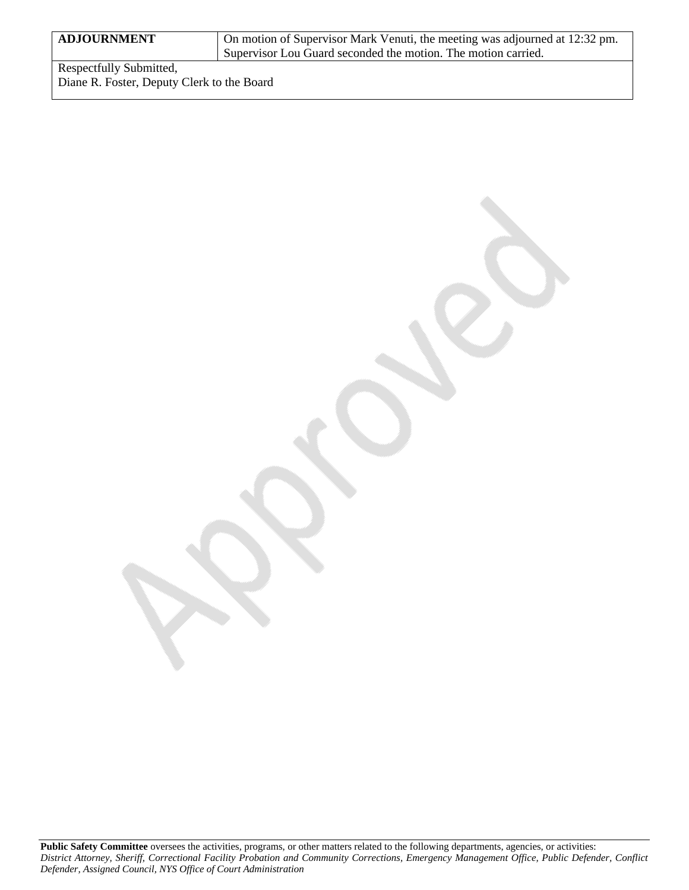| | |
|---|---|
| **ADJOURNMENT** | On motion of Supervisor Mark Venuti, the meeting was adjourned at 12:32 pm. Supervisor Lou Guard seconded the motion. The motion carried. |
| Respectfully Submitted,<br>Diane R. Foster, Deputy Clerk to the Board | |

Approved

**Public Safety Committee** oversees the activities, programs, or other matters related to the following departments, agencies, or activities: *District Attorney, Sheriff, Correctional Facility Probation and Community Corrections, Emergency Management Office, Public Defender, Conflict Defender, Assigned Council, NYS Office of Court Administration*